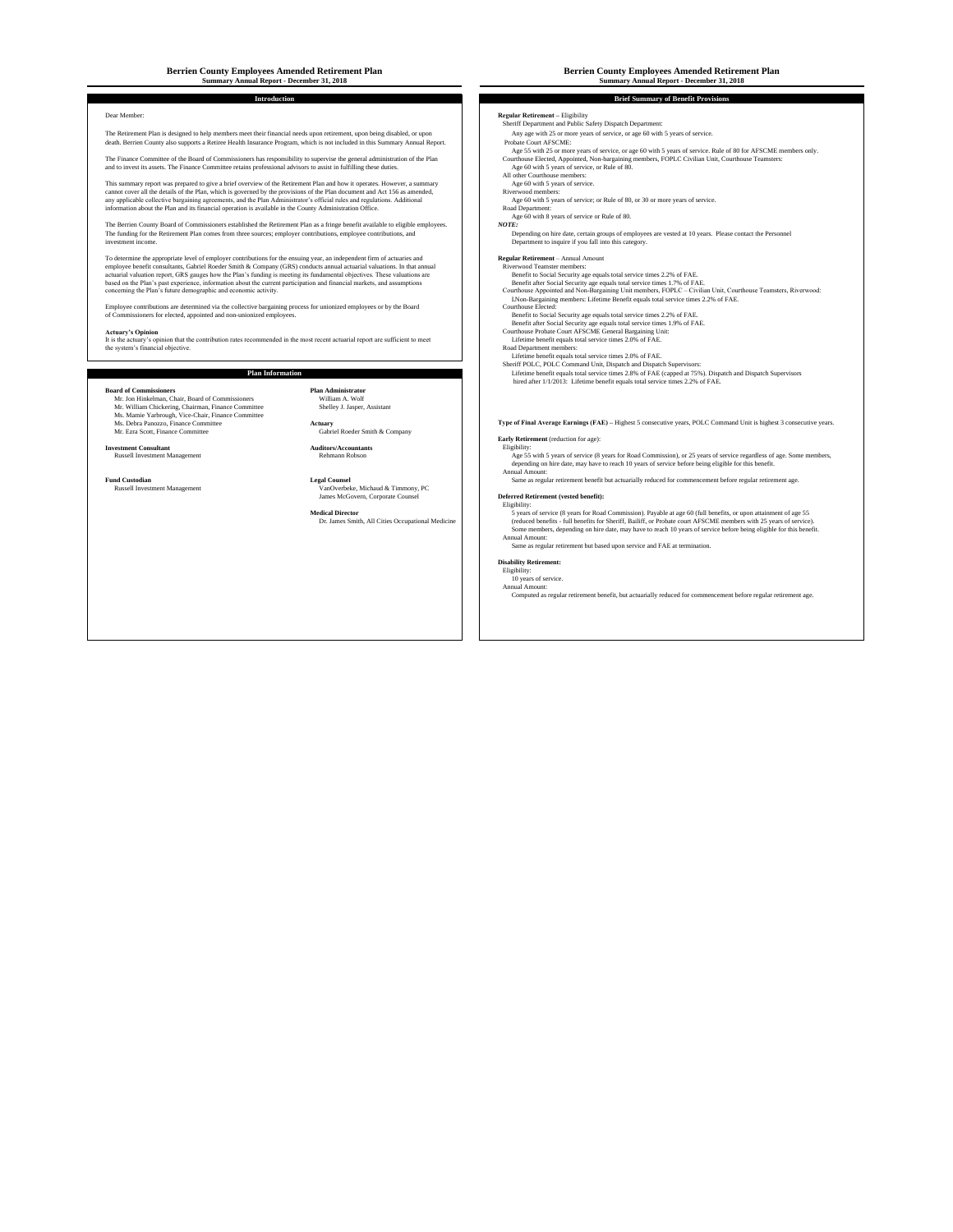# Berrien County Employees Amended Retirement Plan

**Summary Annual Report - December 31, 2018**

## Introduction

Dear Member:

The Retirement Plan is designed to help members meet their financial needs upon retirement, upon being disabled, or upon death. Berrien County also supports a Retiree Health Insurance Program, which is not included in this Summary Annual Report.

The Finance Committee of the Board of Commissioners has responsibility to supervise the general administration of the Plan and to invest its assets. The Finance Committee retains professional advisors to assist in fulfilling these duties.

This summary report was prepared to give a brief overview of the Retirement Plan and how it operates. However, a summary cannot cover all the details of the Plan, which is governed by the provisions of the Plan document and Act 156 as amended, any applicable collective bargaining agreements, and the Plan Administrator's official rules and regulations. Additional information about the Plan and its financial operation is available in the County Administration Office.

The Berrien County Board of Commissioners established the Retirement Plan as a fringe benefit available to eligible employees. The funding for the Retirement Plan comes from three sources; employer contributions, employee contributions, and investment income.

To determine the appropriate level of employer contributions for the ensuing year, an independent firm of actuaries and employee benefit consultants, Gabriel Roeder Smith & Company (GRS) conducts annual actuarial valuations. In that annual actuarial valuation report, GRS gauges how the Plan's funding is meeting its fundamental objectives. These valuations are based on the Plan's past experience, information about the current participation and financial markets, and assumptions concerning the Plan's future demographic and economic activity.

Employee contributions are determined via the collective bargaining process for unionized employees or by the Board of Commissioners for elected, appointed and non-unionized employees.

**Actuary's Opinion**
It is the actuary's opinion that the contribution rates recommended in the most recent actuarial report are sufficient to meet the system's financial objective.

## Plan Information

**Board of Commissioners**
Mr. Jon Hinkelman, Chair, Board of Commissioners
Mr. William Chickering, Chairman, Finance Committee
Ms. Mamie Yarbrough, Vice-Chair, Finance Committee
Ms. Debra Panozzo, Finance Committee
Mr. Ezra Scott, Finance Committee

**Plan Administrator**
William A. Wolf
Shelley J. Jasper, Assistant

**Actuary**
Gabriel Roeder Smith & Company

**Investment Consultant**
Russell Investment Management

**Auditors/Accountants**
Rehmann Robson

**Fund Custodian**
Russell Investment Management

**Legal Counsel**
VanOverbeke, Michaud & Timmony, PC
James McGovern, Corporate Counsel

**Medical Director**
Dr. James Smith, All Cities Occupational Medicine

## Brief Summary of Benefit Provisions

**Regular Retirement** – Eligibility

Sheriff Department and Public Safety Dispatch Department:
Any age with 25 or more years of service, or age 60 with 5 years of service.

Probate Court AFSCME:
Age 55 with 25 or more years of service, or age 60 with 5 years of service. Rule of 80 for AFSCME members only.

Courthouse Elected, Appointed, Non-bargaining members, FOPLC Civilian Unit, Courthouse Teamsters:
Age 60 with 5 years of service, or Rule of 80.

All other Courthouse members:
Age 60 with 5 years of service.

Riverwood members:
Age 60 with 5 years of service; or Rule of 80, or 30 or more years of service.

Road Department:
Age 60 with 8 years of service or Rule of 80.

***NOTE:***
Depending on hire date, certain groups of employees are vested at 10 years. Please contact the Personnel Department to inquire if you fall into this category.

**Regular Retirement** – Annual Amount

Riverwood Teamster members:
Benefit to Social Security age equals total service times 2.2% of FAE.
Benefit after Social Security age equals total service times 1.7% of FAE.

Courthouse Appointed and Non-Bargaining Unit members, FOPLC – Civilian Unit, Courthouse Teamsters, Riverwood:
LNon-Bargaining members: Lifetime Benefit equals total service times 2.2% of FAE.

Courthouse Elected:
Benefit to Social Security age equals total service times 2.2% of FAE.
Benefit after Social Security age equals total service times 1.9% of FAE.

Courthouse Probate Court AFSCME General Bargaining Unit:
Lifetime benefit equals total service times 2.0% of FAE.

Road Department members:
Lifetime benefit equals total service times 2.0% of FAE.

Sheriff POLC, POLC Command Unit, Dispatch and Dispatch Supervisors:
Lifetime benefit equals total service times 2.8% of FAE (capped at 75%). Dispatch and Dispatch Supervisors hired after 1/1/2013: Lifetime benefit equals total service times 2.2% of FAE.

**Type of Final Average Earnings (FAE)** – Highest 5 consecutive years, POLC Command Unit is highest 3 consecutive years.

**Early Retirement** (reduction for age):

Eligibility:
Age 55 with 5 years of service (8 years for Road Commission), or 25 years of service regardless of age. Some members, depending on hire date, may have to reach 10 years of service before being eligible for this benefit.

Annual Amount:
Same as regular retirement benefit but actuarially reduced for commencement before regular retirement age.

**Deferred Retirement (vested benefit):**

Eligibility:
5 years of service (8 years for Road Commission). Payable at age 60 (full benefits, or upon attainment of age 55 (reduced benefits - full benefits for Sheriff, Bailiff, or Probate court AFSCME members with 25 years of service). Some members, depending on hire date, may have to reach 10 years of service before being eligible for this benefit.

Annual Amount:
Same as regular retirement but based upon service and FAE at termination.

**Disability Retirement:**

Eligibility:
10 years of service.

Annual Amount:
Computed as regular retirement benefit, but actuarially reduced for commencement before regular retirement age.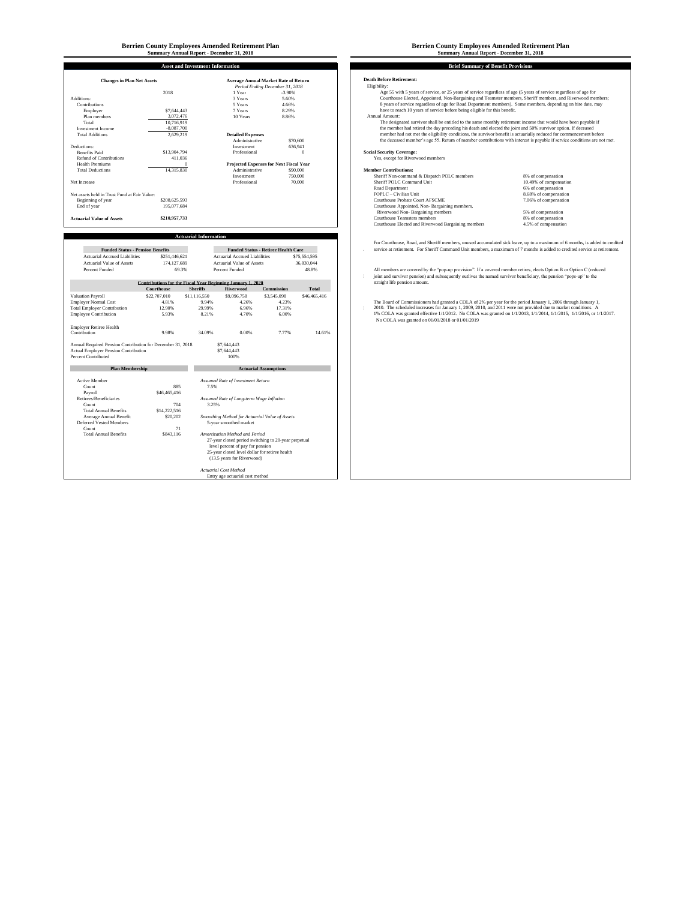# Berrien County Employees Amended Retirement Plan

## Summary Annual Report - December 31, 2018

### Asset and Investment Information

**Changes in Plan Net Assets**

| | 2018 |
|---|---|
| Additions: | |
| Contributions | |
| Employer | $7,644,443 |
| Plan members | 3,072,476 |
| Total | 10,716,919 |
| Investment Income | -8,087,700 |
| Total Additions | 2,629,219 |
| Deductions: | |
| Benefits Paid | $13,904,794 |
| Refund of Contributions | 411,036 |
| Health Premiums | 0 |
| Total Deductions | 14,315,830 |
| Net Increase | |
| Net assets held in Trust Fund at Fair Value: | |
| Beginning of year | $208,625,593 |
| End of year | 195,077,684 |
| **Actuarial Value of Assets** | $210,957,733 |

**Average Annual Market Rate of Return**
*Period Ending December 31, 2018*

| | |
|---|---|
| 1 Year | -3.90% |
| 3 Years | 5.60% |
| 5 Years | 4.66% |
| 7 Years | 8.29% |
| 10 Years | 8.86% |

**Detailed Expenses**

| | |
|---|---|
| Administrative | $70,600 |
| Investment | 636,941 |
| Professional | 0 |

**Projected Expenses for Next Fiscal Year**

| | |
|---|---|
| Administrative | $90,000 |
| Investment | 750,000 |
| Professional | 70,000 |

### Actuarial Information

**Funded Status - Pension Benefits**

| | |
|---|---|
| Actuarial Accrued Liabilities | $251,446,621 |
| Actuarial Value of Assets | 174,127,689 |
| Percent Funded | 69.3% |

**Funded Status - Retiree Health Care**

| | |
|---|---|
| Actuarial Accrued Liabilities | $75,554,595 |
| Actuarial Value of Assets | 36,830,044 |
| Percent Funded | 48.8% |

**Contributions for the Fiscal Year Beginning January 1, 2020**

| | Courthouse | Sheriffs | Riverwood | Commission | Total |
|---|---|---|---|---|---|
| Valuation Payroll | $22,707,010 | $11,116,550 | $9,096,758 | $3,545,098 | $46,465,416 |
| Employer Normal Cost | 4.81% | 9.94% | 4.26% | 4.23% | |
| Total Employer Contribution | 12.90% | 29.99% | 6.96% | 17.31% | |
| Employee Contribution | 5.93% | 8.21% | 4.70% | 6.00% | |
| Employer Retiree Health Contribution | 9.98% | 34.09% | 0.00% | 7.77% | 14.61% |

| | |
|---|---|
| Annual Required Pension Contribution for December 31, 2018 | $7,644,443 |
| Actual Employer Pension Contribution | $7,644,443 |
| Percent Contributed | 100% |

**Plan Membership**

| | |
|---|---|
| Active Member | |
| Count | 885 |
| Payroll | $46,465,416 |
| Retirees/Beneficiaries | |
| Count | 704 |
| Total Annual Benefits | $14,222,516 |
| Average Annual Benefit | $20,202 |
| Deferred Vested Members | |
| Count | 71 |
| Total Annual Benefits | $843,116 |

**Actuarial Assumptions**

*Assumed Rate of Investment Return*
7.5%

*Assumed Rate of Long-term Wage Inflation*
3.25%

*Smoothing Method for Actuarial Value of Assets*
5-year smoothed market

*Amortization Method and Period*
27-year closed period switching to 20-year perpetual level percent of pay for pension
25-year closed level dollar for retiree health (13.5 years for Riverwood)

*Actuarial Cost Method*
Entry age actuarial cost method

### Brief Summary of Benefit Provisions

**Death Before Retirement:**

Eligibility:

Age 55 with 5 years of service, or 25 years of service regardless of age (5 years of service regardless of age for Courthouse Elected, Appointed, Non-Bargaining and Teamster members, Sheriff members, and Riverwood members; 8 years of service regardless of age for Road Department members). Some members, depending on hire date, may have to reach 10 years of service before being eligible for this benefit.

Annual Amount:

The designated survivor shall be entitled to the same monthly retirement income that would have been payable if the member had retired the day preceding his death and elected the joint and 50% survivor option. If deceased member had not met the eligibility conditions, the survivor benefit is actuarially reduced for commencement before the deceased member's age 55. Return of member contributions with interest is payable if service conditions are not met.

**Social Security Coverage:**

Yes, except for Riverwood members

**Member Contributions:**

| | |
|---|---|
| Sheriff Non-command & Dispatch POLC members | 8% of compensation |
| Sheriff POLC Command Unit | 10.49% of compensation |
| Road Department | 6% of compensation |
| FOPLC – Civilian Unit | 8.68% of compensation |
| Courthouse Probate Court AFSCME | 7.06% of compensation |
| Courthouse Appointed, Non- Bargaining members, Riverwood Non- Bargaining members | 5% of compensation |
| Courthouse Teamsters members | 8% of compensation |
| Courthouse Elected and Riverwood Bargaining members | 4.5% of compensation |

For Courthouse, Road, and Sheriff members, unused accumulated sick leave, up to a maximum of 6 months, is added to credited service at retirement. For Sheriff Command Unit members, a maximum of 7 months is added to credited service at retirement.

All members are covered by the "pop-up provision". If a covered member retires, elects Option B or Option C (reduced joint and survivor pension) and subsequently outlives the named survivor beneficiary, the pension "pops-up" to the straight life pension amount.

The Board of Commissioners had granted a COLA of 2% per year for the period January 1, 2006 through January 1, 2010. The scheduled increases for January 1, 2009, 2010, and 2011 were not provided due to market conditions. A 1% COLA was granted effective 1/1/2012. No COLA was granted on 1/1/2013, 1/1/2014, 1/1/2015, 1/1/2016, or 1/1/2017. No COLA was granted on 01/01/2018 or 01/01/2019